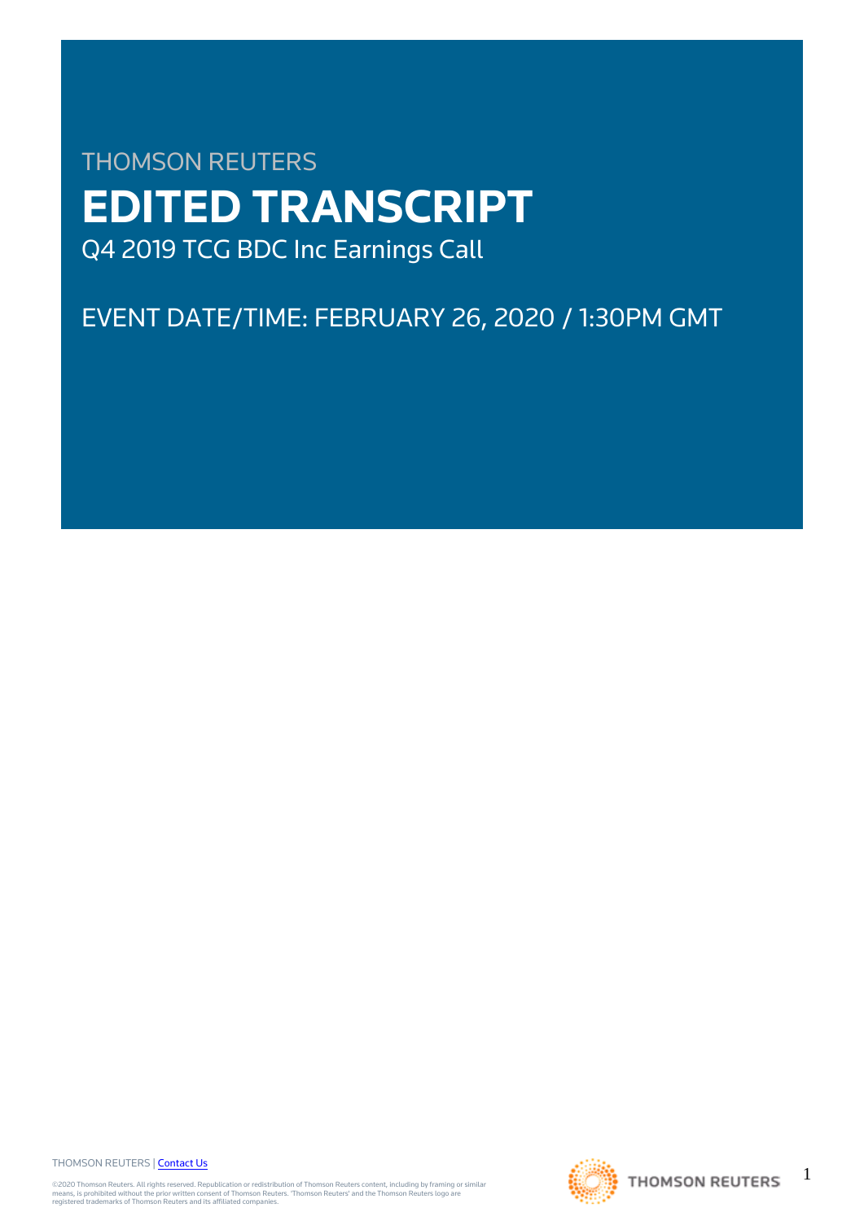THOMSON REUTERS

# EDITED TRANSCRIPT

Q4 2019 TCG BDC Inc Earnings Call

EVENT DATE/TIME: FEBRUARY 26, 2020 / 1:30PM GMT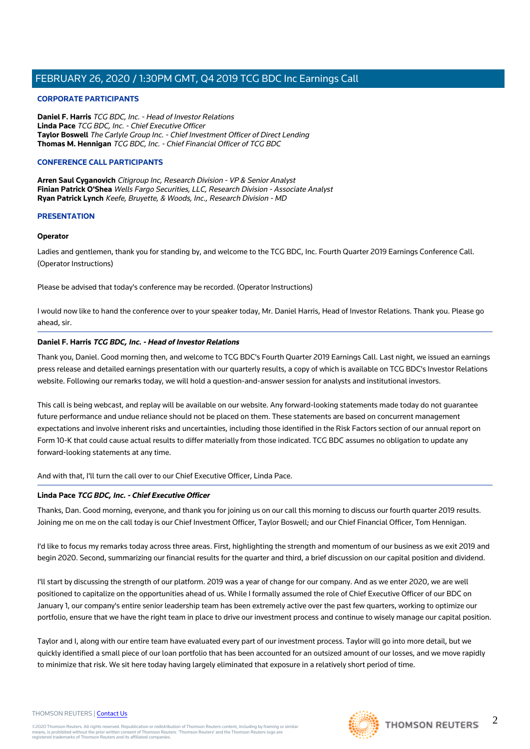## CORPORATE PARTICIPANTS

**Daniel F. Harris** *TCG BDC, Inc. - Head of Investor Relations*
**Linda Pace** *TCG BDC, Inc. - Chief Executive Officer*
**Taylor Boswell** *The Carlyle Group Inc. - Chief Investment Officer of Direct Lending*
**Thomas M. Hennigan** *TCG BDC, Inc. - Chief Financial Officer of TCG BDC*

## CONFERENCE CALL PARTICIPANTS

**Arren Saul Cyganovich** *Citigroup Inc, Research Division - VP & Senior Analyst*
**Finian Patrick O'Shea** *Wells Fargo Securities, LLC, Research Division - Associate Analyst*
**Ryan Patrick Lynch** *Keefe, Bruyette, & Woods, Inc., Research Division - MD*

## PRESENTATION

### Operator

Ladies and gentlemen, thank you for standing by, and welcome to the TCG BDC, Inc. Fourth Quarter 2019 Earnings Conference Call. (Operator Instructions)

Please be advised that today's conference may be recorded. (Operator Instructions)

I would now like to hand the conference over to your speaker today, Mr. Daniel Harris, Head of Investor Relations. Thank you. Please go ahead, sir.

---

### Daniel F. Harris *TCG BDC, Inc. - Head of Investor Relations*

Thank you, Daniel. Good morning then, and welcome to TCG BDC's Fourth Quarter 2019 Earnings Call. Last night, we issued an earnings press release and detailed earnings presentation with our quarterly results, a copy of which is available on TCG BDC's Investor Relations website. Following our remarks today, we will hold a question-and-answer session for analysts and institutional investors.

This call is being webcast, and replay will be available on our website. Any forward-looking statements made today do not guarantee future performance and undue reliance should not be placed on them. These statements are based on concurrent management expectations and involve inherent risks and uncertainties, including those identified in the Risk Factors section of our annual report on Form 10-K that could cause actual results to differ materially from those indicated. TCG BDC assumes no obligation to update any forward-looking statements at any time.

And with that, I'll turn the call over to our Chief Executive Officer, Linda Pace.

---

### Linda Pace *TCG BDC, Inc. - Chief Executive Officer*

Thanks, Dan. Good morning, everyone, and thank you for joining us on our call this morning to discuss our fourth quarter 2019 results. Joining me on me on the call today is our Chief Investment Officer, Taylor Boswell; and our Chief Financial Officer, Tom Hennigan.

I'd like to focus my remarks today across three areas. First, highlighting the strength and momentum of our business as we exit 2019 and begin 2020. Second, summarizing our financial results for the quarter and third, a brief discussion on our capital position and dividend.

I'll start by discussing the strength of our platform. 2019 was a year of change for our company. And as we enter 2020, we are well positioned to capitalize on the opportunities ahead of us. While I formally assumed the role of Chief Executive Officer of our BDC on January 1, our company's entire senior leadership team has been extremely active over the past few quarters, working to optimize our portfolio, ensure that we have the right team in place to drive our investment process and continue to wisely manage our capital position.

Taylor and I, along with our entire team have evaluated every part of our investment process. Taylor will go into more detail, but we quickly identified a small piece of our loan portfolio that has been accounted for an outsized amount of our losses, and we move rapidly to minimize that risk. We sit here today having largely eliminated that exposure in a relatively short period of time.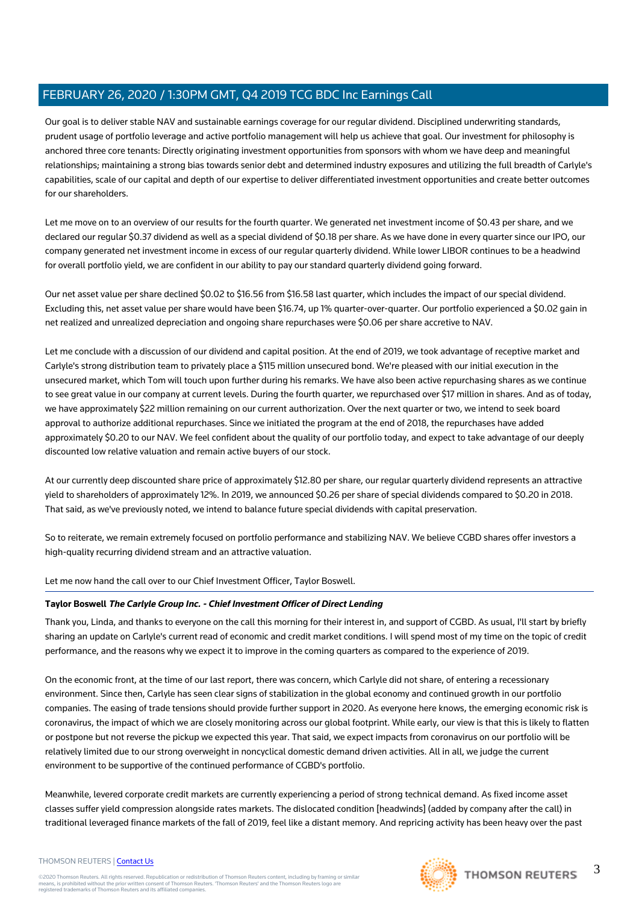Our goal is to deliver stable NAV and sustainable earnings coverage for our regular dividend. Disciplined underwriting standards, prudent usage of portfolio leverage and active portfolio management will help us achieve that goal. Our investment for philosophy is anchored three core tenants: Directly originating investment opportunities from sponsors with whom we have deep and meaningful relationships; maintaining a strong bias towards senior debt and determined industry exposures and utilizing the full breadth of Carlyle's capabilities, scale of our capital and depth of our expertise to deliver differentiated investment opportunities and create better outcomes for our shareholders.

Let me move on to an overview of our results for the fourth quarter. We generated net investment income of $0.43 per share, and we declared our regular $0.37 dividend as well as a special dividend of $0.18 per share. As we have done in every quarter since our IPO, our company generated net investment income in excess of our regular quarterly dividend. While lower LIBOR continues to be a headwind for overall portfolio yield, we are confident in our ability to pay our standard quarterly dividend going forward.

Our net asset value per share declined $0.02 to $16.56 from $16.58 last quarter, which includes the impact of our special dividend. Excluding this, net asset value per share would have been $16.74, up 1% quarter-over-quarter. Our portfolio experienced a $0.02 gain in net realized and unrealized depreciation and ongoing share repurchases were $0.06 per share accretive to NAV.

Let me conclude with a discussion of our dividend and capital position. At the end of 2019, we took advantage of receptive market and Carlyle's strong distribution team to privately place a $115 million unsecured bond. We're pleased with our initial execution in the unsecured market, which Tom will touch upon further during his remarks. We have also been active repurchasing shares as we continue to see great value in our company at current levels. During the fourth quarter, we repurchased over $17 million in shares. And as of today, we have approximately $22 million remaining on our current authorization. Over the next quarter or two, we intend to seek board approval to authorize additional repurchases. Since we initiated the program at the end of 2018, the repurchases have added approximately $0.20 to our NAV. We feel confident about the quality of our portfolio today, and expect to take advantage of our deeply discounted low relative valuation and remain active buyers of our stock.

At our currently deep discounted share price of approximately $12.80 per share, our regular quarterly dividend represents an attractive yield to shareholders of approximately 12%. In 2019, we announced $0.26 per share of special dividends compared to $0.20 in 2018. That said, as we've previously noted, we intend to balance future special dividends with capital preservation.

So to reiterate, we remain extremely focused on portfolio performance and stabilizing NAV. We believe CGBD shares offer investors a high-quality recurring dividend stream and an attractive valuation.

Let me now hand the call over to our Chief Investment Officer, Taylor Boswell.

---

**Taylor Boswell** ***The Carlyle Group Inc. - Chief Investment Officer of Direct Lending***

Thank you, Linda, and thanks to everyone on the call this morning for their interest in, and support of CGBD. As usual, I'll start by briefly sharing an update on Carlyle's current read of economic and credit market conditions. I will spend most of my time on the topic of credit performance, and the reasons why we expect it to improve in the coming quarters as compared to the experience of 2019.

On the economic front, at the time of our last report, there was concern, which Carlyle did not share, of entering a recessionary environment. Since then, Carlyle has seen clear signs of stabilization in the global economy and continued growth in our portfolio companies. The easing of trade tensions should provide further support in 2020. As everyone here knows, the emerging economic risk is coronavirus, the impact of which we are closely monitoring across our global footprint. While early, our view is that this is likely to flatten or postpone but not reverse the pickup we expected this year. That said, we expect impacts from coronavirus on our portfolio will be relatively limited due to our strong overweight in noncyclical domestic demand driven activities. All in all, we judge the current environment to be supportive of the continued performance of CGBD's portfolio.

Meanwhile, levered corporate credit markets are currently experiencing a period of strong technical demand. As fixed income asset classes suffer yield compression alongside rates markets. The dislocated condition [headwinds] (added by company after the call) in traditional leveraged finance markets of the fall of 2019, feel like a distant memory. And repricing activity has been heavy over the past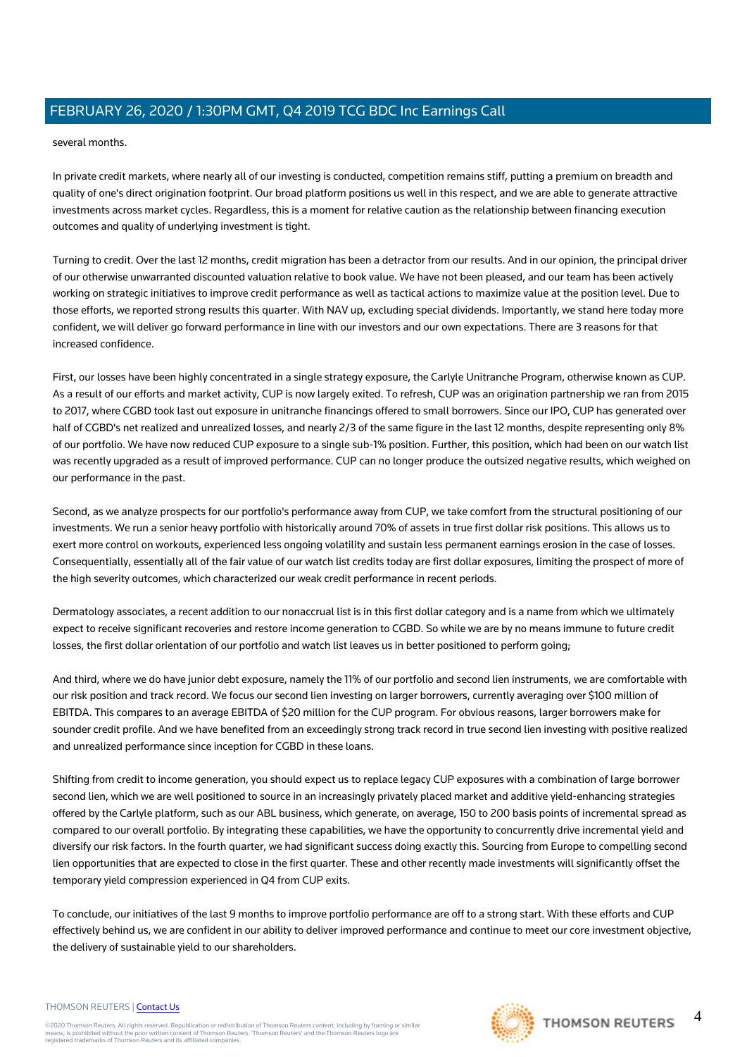several months.

In private credit markets, where nearly all of our investing is conducted, competition remains stiff, putting a premium on breadth and quality of one's direct origination footprint. Our broad platform positions us well in this respect, and we are able to generate attractive investments across market cycles. Regardless, this is a moment for relative caution as the relationship between financing execution outcomes and quality of underlying investment is tight.

Turning to credit. Over the last 12 months, credit migration has been a detractor from our results. And in our opinion, the principal driver of our otherwise unwarranted discounted valuation relative to book value. We have not been pleased, and our team has been actively working on strategic initiatives to improve credit performance as well as tactical actions to maximize value at the position level. Due to those efforts, we reported strong results this quarter. With NAV up, excluding special dividends. Importantly, we stand here today more confident, we will deliver go forward performance in line with our investors and our own expectations. There are 3 reasons for that increased confidence.

First, our losses have been highly concentrated in a single strategy exposure, the Carlyle Unitranche Program, otherwise known as CUP. As a result of our efforts and market activity, CUP is now largely exited. To refresh, CUP was an origination partnership we ran from 2015 to 2017, where CGBD took last out exposure in unitranche financings offered to small borrowers. Since our IPO, CUP has generated over half of CGBD's net realized and unrealized losses, and nearly 2/3 of the same figure in the last 12 months, despite representing only 8% of our portfolio. We have now reduced CUP exposure to a single sub-1% position. Further, this position, which had been on our watch list was recently upgraded as a result of improved performance. CUP can no longer produce the outsized negative results, which weighed on our performance in the past.

Second, as we analyze prospects for our portfolio's performance away from CUP, we take comfort from the structural positioning of our investments. We run a senior heavy portfolio with historically around 70% of assets in true first dollar risk positions. This allows us to exert more control on workouts, experienced less ongoing volatility and sustain less permanent earnings erosion in the case of losses. Consequentially, essentially all of the fair value of our watch list credits today are first dollar exposures, limiting the prospect of more of the high severity outcomes, which characterized our weak credit performance in recent periods.

Dermatology associates, a recent addition to our nonaccrual list is in this first dollar category and is a name from which we ultimately expect to receive significant recoveries and restore income generation to CGBD. So while we are by no means immune to future credit losses, the first dollar orientation of our portfolio and watch list leaves us in better positioned to perform going;

And third, where we do have junior debt exposure, namely the 11% of our portfolio and second lien instruments, we are comfortable with our risk position and track record. We focus our second lien investing on larger borrowers, currently averaging over $100 million of EBITDA. This compares to an average EBITDA of $20 million for the CUP program. For obvious reasons, larger borrowers make for sounder credit profile. And we have benefited from an exceedingly strong track record in true second lien investing with positive realized and unrealized performance since inception for CGBD in these loans.

Shifting from credit to income generation, you should expect us to replace legacy CUP exposures with a combination of large borrower second lien, which we are well positioned to source in an increasingly privately placed market and additive yield-enhancing strategies offered by the Carlyle platform, such as our ABL business, which generate, on average, 150 to 200 basis points of incremental spread as compared to our overall portfolio. By integrating these capabilities, we have the opportunity to concurrently drive incremental yield and diversify our risk factors. In the fourth quarter, we had significant success doing exactly this. Sourcing from Europe to compelling second lien opportunities that are expected to close in the first quarter. These and other recently made investments will significantly offset the temporary yield compression experienced in Q4 from CUP exits.

To conclude, our initiatives of the last 9 months to improve portfolio performance are off to a strong start. With these efforts and CUP effectively behind us, we are confident in our ability to deliver improved performance and continue to meet our core investment objective, the delivery of sustainable yield to our shareholders.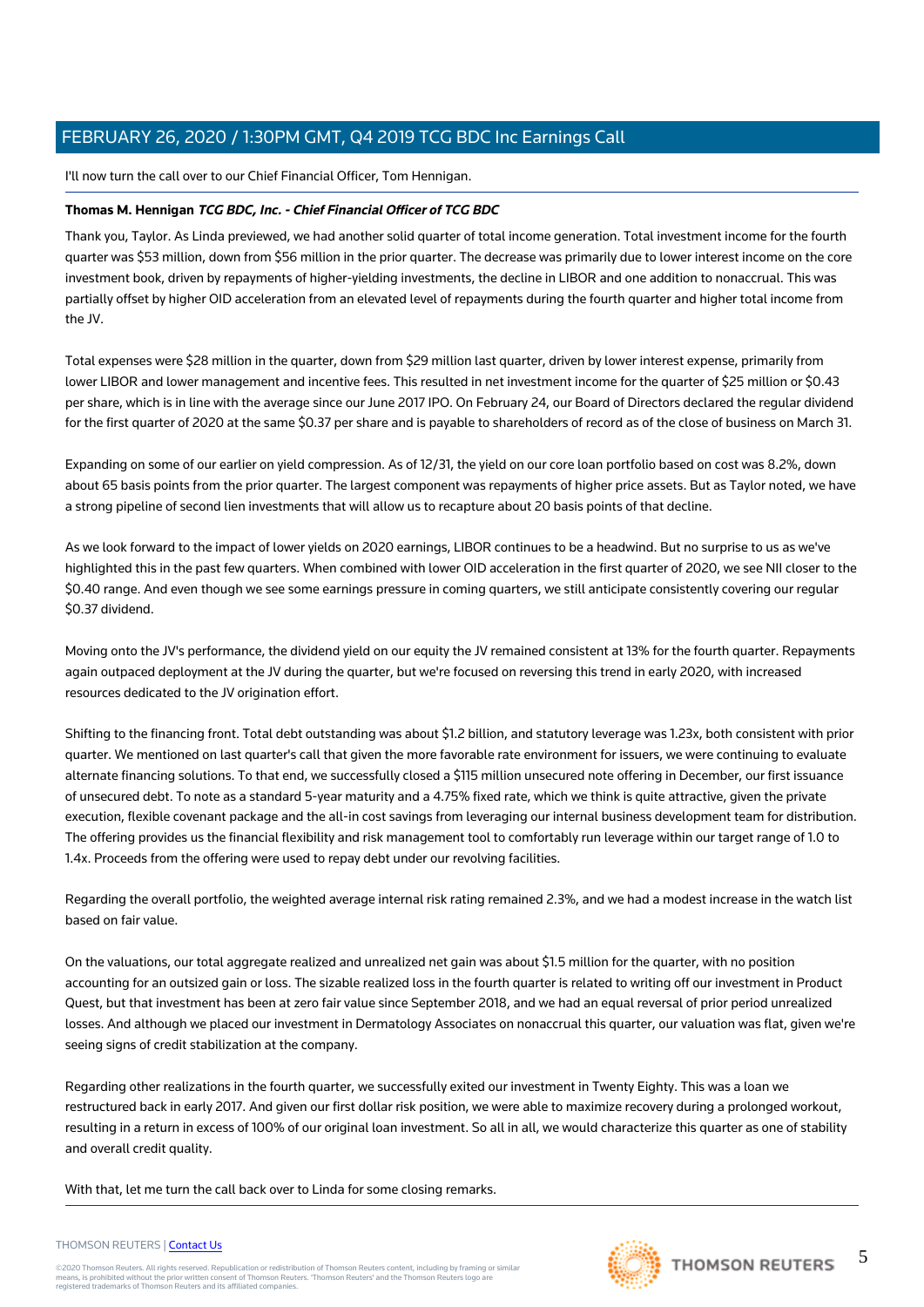I'll now turn the call over to our Chief Financial Officer, Tom Hennigan.

**Thomas M. Hennigan** ***TCG BDC, Inc. - Chief Financial Officer of TCG BDC***

Thank you, Taylor. As Linda previewed, we had another solid quarter of total income generation. Total investment income for the fourth quarter was $53 million, down from $56 million in the prior quarter. The decrease was primarily due to lower interest income on the core investment book, driven by repayments of higher-yielding investments, the decline in LIBOR and one addition to nonaccrual. This was partially offset by higher OID acceleration from an elevated level of repayments during the fourth quarter and higher total income from the JV.

Total expenses were $28 million in the quarter, down from $29 million last quarter, driven by lower interest expense, primarily from lower LIBOR and lower management and incentive fees. This resulted in net investment income for the quarter of $25 million or $0.43 per share, which is in line with the average since our June 2017 IPO. On February 24, our Board of Directors declared the regular dividend for the first quarter of 2020 at the same $0.37 per share and is payable to shareholders of record as of the close of business on March 31.

Expanding on some of our earlier on yield compression. As of 12/31, the yield on our core loan portfolio based on cost was 8.2%, down about 65 basis points from the prior quarter. The largest component was repayments of higher price assets. But as Taylor noted, we have a strong pipeline of second lien investments that will allow us to recapture about 20 basis points of that decline.

As we look forward to the impact of lower yields on 2020 earnings, LIBOR continues to be a headwind. But no surprise to us as we've highlighted this in the past few quarters. When combined with lower OID acceleration in the first quarter of 2020, we see NII closer to the $0.40 range. And even though we see some earnings pressure in coming quarters, we still anticipate consistently covering our regular $0.37 dividend.

Moving onto the JV's performance, the dividend yield on our equity the JV remained consistent at 13% for the fourth quarter. Repayments again outpaced deployment at the JV during the quarter, but we're focused on reversing this trend in early 2020, with increased resources dedicated to the JV origination effort.

Shifting to the financing front. Total debt outstanding was about $1.2 billion, and statutory leverage was 1.23x, both consistent with prior quarter. We mentioned on last quarter's call that given the more favorable rate environment for issuers, we were continuing to evaluate alternate financing solutions. To that end, we successfully closed a $115 million unsecured note offering in December, our first issuance of unsecured debt. To note as a standard 5-year maturity and a 4.75% fixed rate, which we think is quite attractive, given the private execution, flexible covenant package and the all-in cost savings from leveraging our internal business development team for distribution. The offering provides us the financial flexibility and risk management tool to comfortably run leverage within our target range of 1.0 to 1.4x. Proceeds from the offering were used to repay debt under our revolving facilities.

Regarding the overall portfolio, the weighted average internal risk rating remained 2.3%, and we had a modest increase in the watch list based on fair value.

On the valuations, our total aggregate realized and unrealized net gain was about $1.5 million for the quarter, with no position accounting for an outsized gain or loss. The sizable realized loss in the fourth quarter is related to writing off our investment in Product Quest, but that investment has been at zero fair value since September 2018, and we had an equal reversal of prior period unrealized losses. And although we placed our investment in Dermatology Associates on nonaccrual this quarter, our valuation was flat, given we're seeing signs of credit stabilization at the company.

Regarding other realizations in the fourth quarter, we successfully exited our investment in Twenty Eighty. This was a loan we restructured back in early 2017. And given our first dollar risk position, we were able to maximize recovery during a prolonged workout, resulting in a return in excess of 100% of our original loan investment. So all in all, we would characterize this quarter as one of stability and overall credit quality.

With that, let me turn the call back over to Linda for some closing remarks.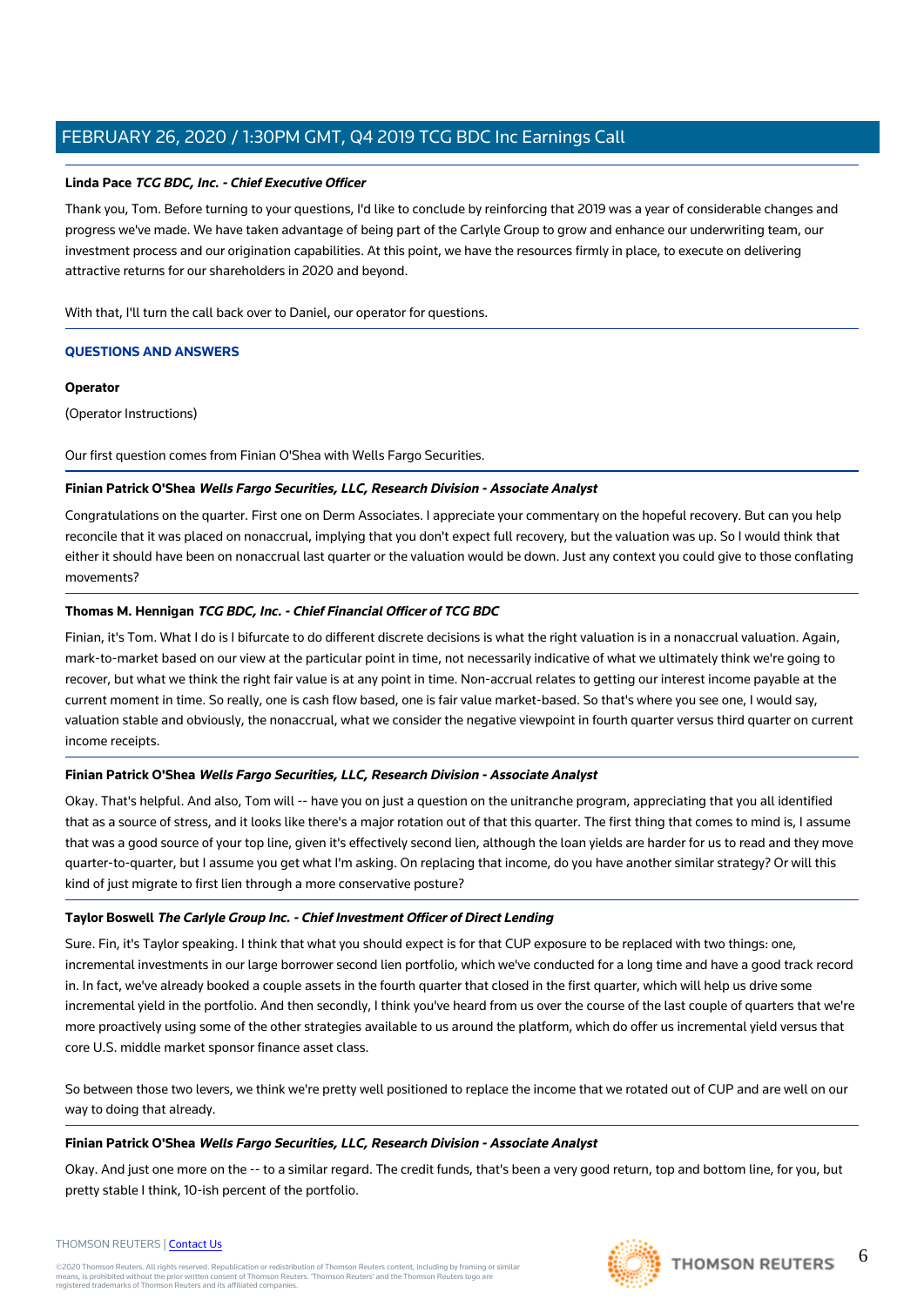**Linda Pace** ***TCG BDC, Inc. - Chief Executive Officer***

Thank you, Tom. Before turning to your questions, I'd like to conclude by reinforcing that 2019 was a year of considerable changes and progress we've made. We have taken advantage of being part of the Carlyle Group to grow and enhance our underwriting team, our investment process and our origination capabilities. At this point, we have the resources firmly in place, to execute on delivering attractive returns for our shareholders in 2020 and beyond.

With that, I'll turn the call back over to Daniel, our operator for questions.

## QUESTIONS AND ANSWERS

**Operator**

(Operator Instructions)

Our first question comes from Finian O'Shea with Wells Fargo Securities.

**Finian Patrick O'Shea** ***Wells Fargo Securities, LLC, Research Division - Associate Analyst***

Congratulations on the quarter. First one on Derm Associates. I appreciate your commentary on the hopeful recovery. But can you help reconcile that it was placed on nonaccrual, implying that you don't expect full recovery, but the valuation was up. So I would think that either it should have been on nonaccrual last quarter or the valuation would be down. Just any context you could give to those conflating movements?

**Thomas M. Hennigan** ***TCG BDC, Inc. - Chief Financial Officer of TCG BDC***

Finian, it's Tom. What I do is I bifurcate to do different discrete decisions is what the right valuation is in a nonaccrual valuation. Again, mark-to-market based on our view at the particular point in time, not necessarily indicative of what we ultimately think we're going to recover, but what we think the right fair value is at any point in time. Non-accrual relates to getting our interest income payable at the current moment in time. So really, one is cash flow based, one is fair value market-based. So that's where you see one, I would say, valuation stable and obviously, the nonaccrual, what we consider the negative viewpoint in fourth quarter versus third quarter on current income receipts.

**Finian Patrick O'Shea** ***Wells Fargo Securities, LLC, Research Division - Associate Analyst***

Okay. That's helpful. And also, Tom will -- have you on just a question on the unitranche program, appreciating that you all identified that as a source of stress, and it looks like there's a major rotation out of that this quarter. The first thing that comes to mind is, I assume that was a good source of your top line, given it's effectively second lien, although the loan yields are harder for us to read and they move quarter-to-quarter, but I assume you get what I'm asking. On replacing that income, do you have another similar strategy? Or will this kind of just migrate to first lien through a more conservative posture?

**Taylor Boswell** ***The Carlyle Group Inc. - Chief Investment Officer of Direct Lending***

Sure. Fin, it's Taylor speaking. I think that what you should expect is for that CUP exposure to be replaced with two things: one, incremental investments in our large borrower second lien portfolio, which we've conducted for a long time and have a good track record in. In fact, we've already booked a couple assets in the fourth quarter that closed in the first quarter, which will help us drive some incremental yield in the portfolio. And then secondly, I think you've heard from us over the course of the last couple of quarters that we're more proactively using some of the other strategies available to us around the platform, which do offer us incremental yield versus that core U.S. middle market sponsor finance asset class.

So between those two levers, we think we're pretty well positioned to replace the income that we rotated out of CUP and are well on our way to doing that already.

**Finian Patrick O'Shea** ***Wells Fargo Securities, LLC, Research Division - Associate Analyst***

Okay. And just one more on the -- to a similar regard. The credit funds, that's been a very good return, top and bottom line, for you, but pretty stable I think, 10-ish percent of the portfolio.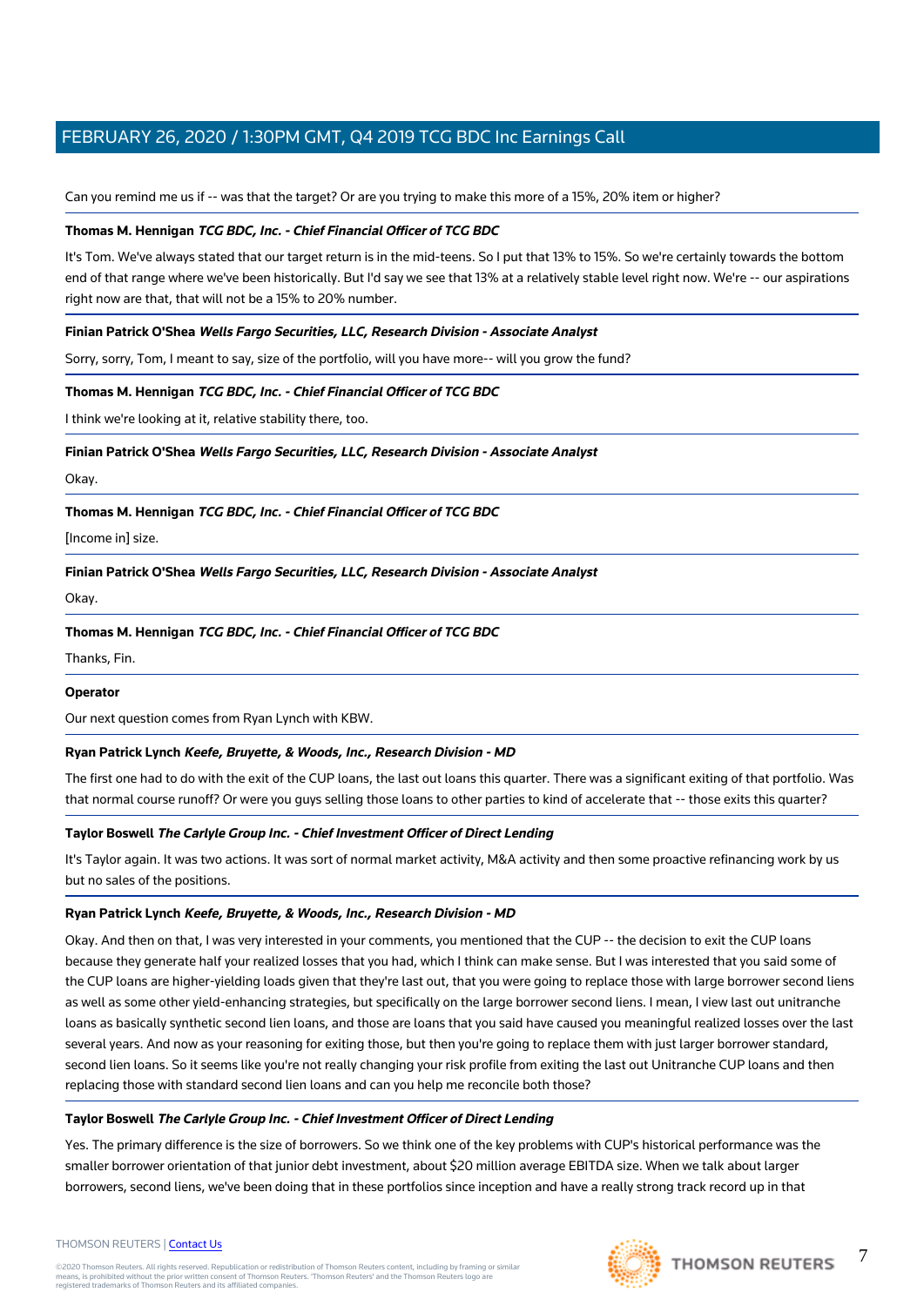Can you remind me us if -- was that the target? Or are you trying to make this more of a 15%, 20% item or higher?

**Thomas M. Hennigan** ***TCG BDC, Inc. - Chief Financial Officer of TCG BDC***

It's Tom. We've always stated that our target return is in the mid-teens. So I put that 13% to 15%. So we're certainly towards the bottom end of that range where we've been historically. But I'd say we see that 13% at a relatively stable level right now. We're -- our aspirations right now are that, that will not be a 15% to 20% number.

**Finian Patrick O'Shea** ***Wells Fargo Securities, LLC, Research Division - Associate Analyst***

Sorry, sorry, Tom, I meant to say, size of the portfolio, will you have more-- will you grow the fund?

**Thomas M. Hennigan** ***TCG BDC, Inc. - Chief Financial Officer of TCG BDC***

I think we're looking at it, relative stability there, too.

**Finian Patrick O'Shea** ***Wells Fargo Securities, LLC, Research Division - Associate Analyst***

Okay.

**Thomas M. Hennigan** ***TCG BDC, Inc. - Chief Financial Officer of TCG BDC***

[Income in] size.

**Finian Patrick O'Shea** ***Wells Fargo Securities, LLC, Research Division - Associate Analyst***

Okay.

**Thomas M. Hennigan** ***TCG BDC, Inc. - Chief Financial Officer of TCG BDC***

Thanks, Fin.

**Operator**

Our next question comes from Ryan Lynch with KBW.

**Ryan Patrick Lynch** ***Keefe, Bruyette, & Woods, Inc., Research Division - MD***

The first one had to do with the exit of the CUP loans, the last out loans this quarter. There was a significant exiting of that portfolio. Was that normal course runoff? Or were you guys selling those loans to other parties to kind of accelerate that -- those exits this quarter?

**Taylor Boswell** ***The Carlyle Group Inc. - Chief Investment Officer of Direct Lending***

It's Taylor again. It was two actions. It was sort of normal market activity, M&A activity and then some proactive refinancing work by us but no sales of the positions.

**Ryan Patrick Lynch** ***Keefe, Bruyette, & Woods, Inc., Research Division - MD***

Okay. And then on that, I was very interested in your comments, you mentioned that the CUP -- the decision to exit the CUP loans because they generate half your realized losses that you had, which I think can make sense. But I was interested that you said some of the CUP loans are higher-yielding loads given that they're last out, that you were going to replace those with large borrower second liens as well as some other yield-enhancing strategies, but specifically on the large borrower second liens. I mean, I view last out unitranche loans as basically synthetic second lien loans, and those are loans that you said have caused you meaningful realized losses over the last several years. And now as your reasoning for exiting those, but then you're going to replace them with just larger borrower standard, second lien loans. So it seems like you're not really changing your risk profile from exiting the last out Unitranche CUP loans and then replacing those with standard second lien loans and can you help me reconcile both those?

**Taylor Boswell** ***The Carlyle Group Inc. - Chief Investment Officer of Direct Lending***

Yes. The primary difference is the size of borrowers. So we think one of the key problems with CUP's historical performance was the smaller borrower orientation of that junior debt investment, about $20 million average EBITDA size. When we talk about larger borrowers, second liens, we've been doing that in these portfolios since inception and have a really strong track record up in that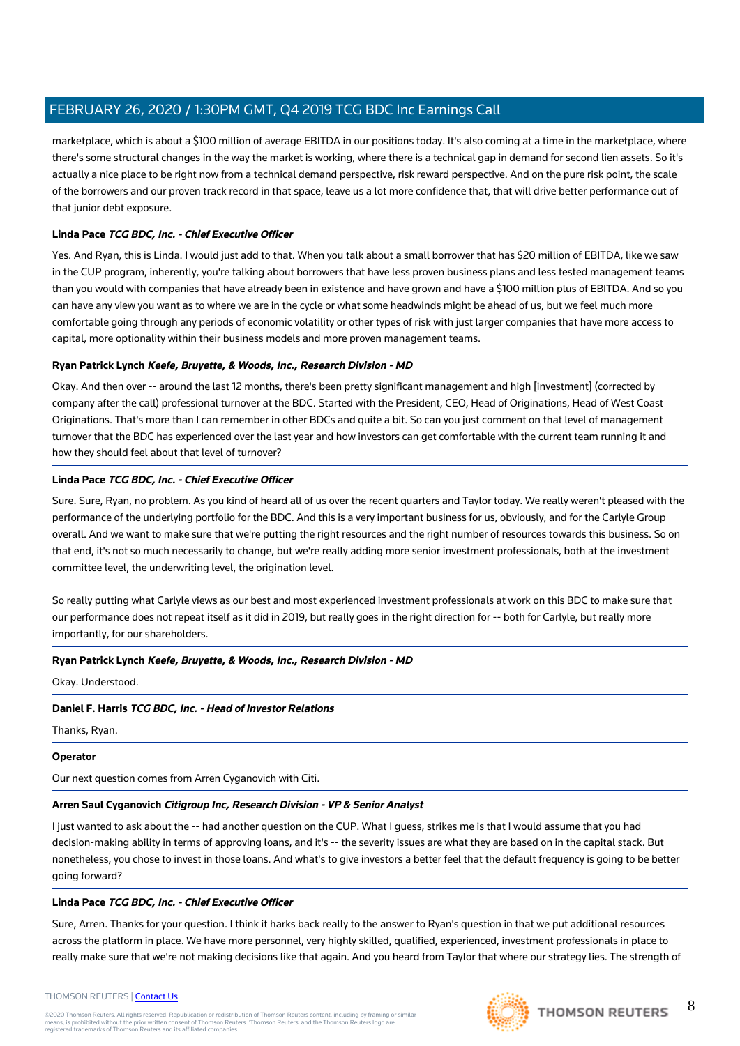marketplace, which is about a $100 million of average EBITDA in our positions today. It's also coming at a time in the marketplace, where there's some structural changes in the way the market is working, where there is a technical gap in demand for second lien assets. So it's actually a nice place to be right now from a technical demand perspective, risk reward perspective. And on the pure risk point, the scale of the borrowers and our proven track record in that space, leave us a lot more confidence that, that will drive better performance out of that junior debt exposure.

**Linda Pace** ***TCG BDC, Inc. - Chief Executive Officer***

Yes. And Ryan, this is Linda. I would just add to that. When you talk about a small borrower that has $20 million of EBITDA, like we saw in the CUP program, inherently, you're talking about borrowers that have less proven business plans and less tested management teams than you would with companies that have already been in existence and have grown and have a $100 million plus of EBITDA. And so you can have any view you want as to where we are in the cycle or what some headwinds might be ahead of us, but we feel much more comfortable going through any periods of economic volatility or other types of risk with just larger companies that have more access to capital, more optionality within their business models and more proven management teams.

**Ryan Patrick Lynch** ***Keefe, Bruyette, & Woods, Inc., Research Division - MD***

Okay. And then over -- around the last 12 months, there's been pretty significant management and high [investment] (corrected by company after the call) professional turnover at the BDC. Started with the President, CEO, Head of Originations, Head of West Coast Originations. That's more than I can remember in other BDCs and quite a bit. So can you just comment on that level of management turnover that the BDC has experienced over the last year and how investors can get comfortable with the current team running it and how they should feel about that level of turnover?

**Linda Pace** ***TCG BDC, Inc. - Chief Executive Officer***

Sure. Sure, Ryan, no problem. As you kind of heard all of us over the recent quarters and Taylor today. We really weren't pleased with the performance of the underlying portfolio for the BDC. And this is a very important business for us, obviously, and for the Carlyle Group overall. And we want to make sure that we're putting the right resources and the right number of resources towards this business. So on that end, it's not so much necessarily to change, but we're really adding more senior investment professionals, both at the investment committee level, the underwriting level, the origination level.

So really putting what Carlyle views as our best and most experienced investment professionals at work on this BDC to make sure that our performance does not repeat itself as it did in 2019, but really goes in the right direction for -- both for Carlyle, but really more importantly, for our shareholders.

**Ryan Patrick Lynch** ***Keefe, Bruyette, & Woods, Inc., Research Division - MD***

Okay. Understood.

**Daniel F. Harris** ***TCG BDC, Inc. - Head of Investor Relations***

Thanks, Ryan.

**Operator**

Our next question comes from Arren Cyganovich with Citi.

**Arren Saul Cyganovich** ***Citigroup Inc, Research Division - VP & Senior Analyst***

I just wanted to ask about the -- had another question on the CUP. What I guess, strikes me is that I would assume that you had decision-making ability in terms of approving loans, and it's -- the severity issues are what they are based on in the capital stack. But nonetheless, you chose to invest in those loans. And what's to give investors a better feel that the default frequency is going to be better going forward?

**Linda Pace** ***TCG BDC, Inc. - Chief Executive Officer***

Sure, Arren. Thanks for your question. I think it harks back really to the answer to Ryan's question in that we put additional resources across the platform in place. We have more personnel, very highly skilled, qualified, experienced, investment professionals in place to really make sure that we're not making decisions like that again. And you heard from Taylor that where our strategy lies. The strength of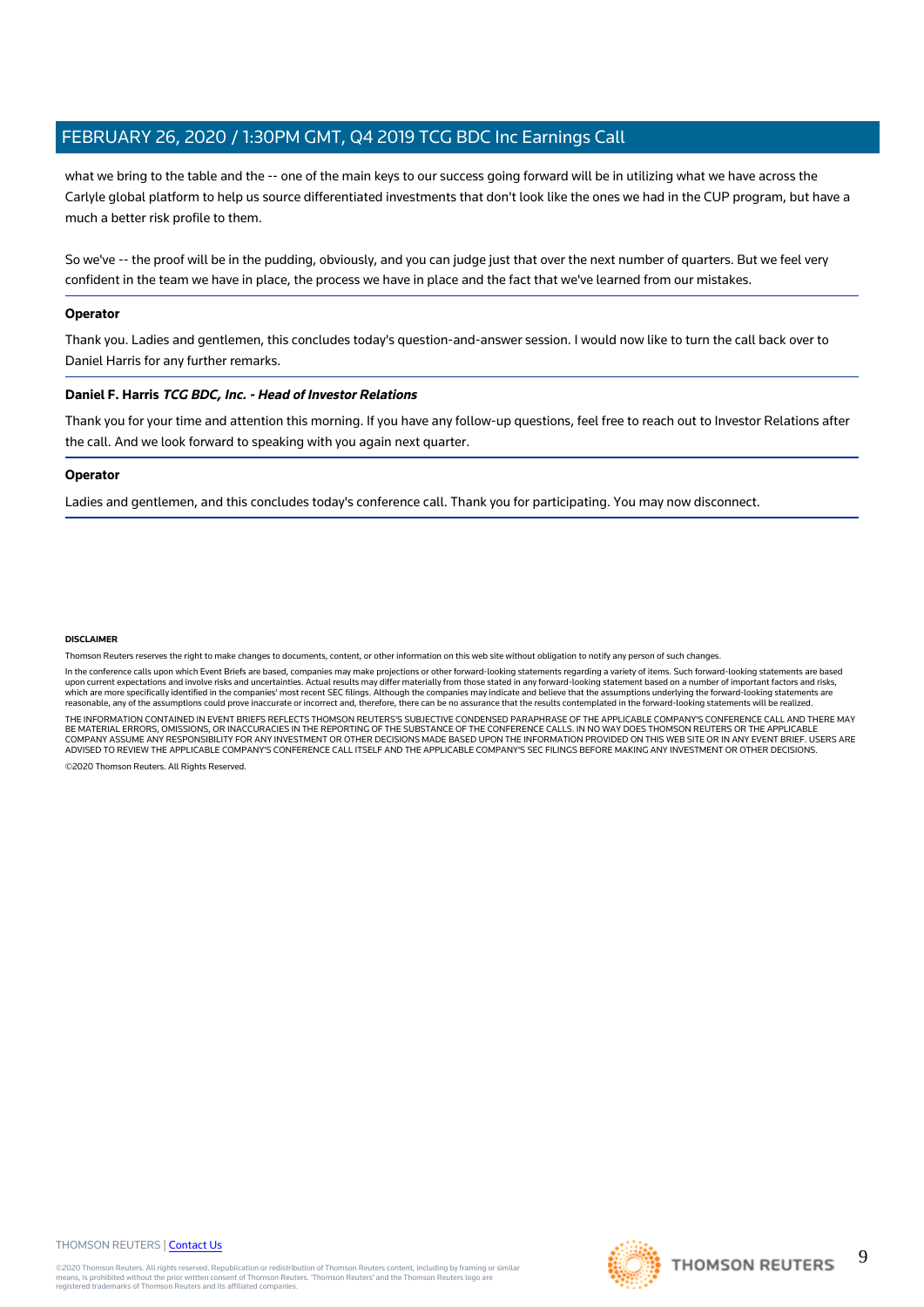what we bring to the table and the -- one of the main keys to our success going forward will be in utilizing what we have across the Carlyle global platform to help us source differentiated investments that don't look like the ones we had in the CUP program, but have a much a better risk profile to them.

So we've -- the proof will be in the pudding, obviously, and you can judge just that over the next number of quarters. But we feel very confident in the team we have in place, the process we have in place and the fact that we've learned from our mistakes.

---

**Operator**

Thank you. Ladies and gentlemen, this concludes today's question-and-answer session. I would now like to turn the call back over to Daniel Harris for any further remarks.

---

**Daniel F. Harris** ***TCG BDC, Inc. - Head of Investor Relations***

Thank you for your time and attention this morning. If you have any follow-up questions, feel free to reach out to Investor Relations after the call. And we look forward to speaking with you again next quarter.

---

**Operator**

Ladies and gentlemen, and this concludes today's conference call. Thank you for participating. You may now disconnect.

---

**DISCLAIMER**

Thomson Reuters reserves the right to make changes to documents, content, or other information on this web site without obligation to notify any person of such changes.

In the conference calls upon which Event Briefs are based, companies may make projections or other forward-looking statements regarding a variety of items. Such forward-looking statements are based upon current expectations and involve risks and uncertainties. Actual results may differ materially from those stated in any forward-looking statement based on a number of important factors and risks, which are more specifically identified in the companies' most recent SEC filings. Although the companies may indicate and believe that the assumptions underlying the forward-looking statements are reasonable, any of the assumptions could prove inaccurate or incorrect and, therefore, there can be no assurance that the results contemplated in the forward-looking statements will be realized.

THE INFORMATION CONTAINED IN EVENT BRIEFS REFLECTS THOMSON REUTERS'S SUBJECTIVE CONDENSED PARAPHRASE OF THE APPLICABLE COMPANY'S CONFERENCE CALL AND THERE MAY BE MATERIAL ERRORS, OMISSIONS, OR INACCURACIES IN THE REPORTING OF THE SUBSTANCE OF THE CONFERENCE CALLS. IN NO WAY DOES THOMSON REUTERS OR THE APPLICABLE COMPANY ASSUME ANY RESPONSIBILITY FOR ANY INVESTMENT OR OTHER DECISIONS MADE BASED UPON THE INFORMATION PROVIDED ON THIS WEB SITE OR IN ANY EVENT BRIEF. USERS ARE ADVISED TO REVIEW THE APPLICABLE COMPANY'S CONFERENCE CALL ITSELF AND THE APPLICABLE COMPANY'S SEC FILINGS BEFORE MAKING ANY INVESTMENT OR OTHER DECISIONS.

©2020 Thomson Reuters. All Rights Reserved.